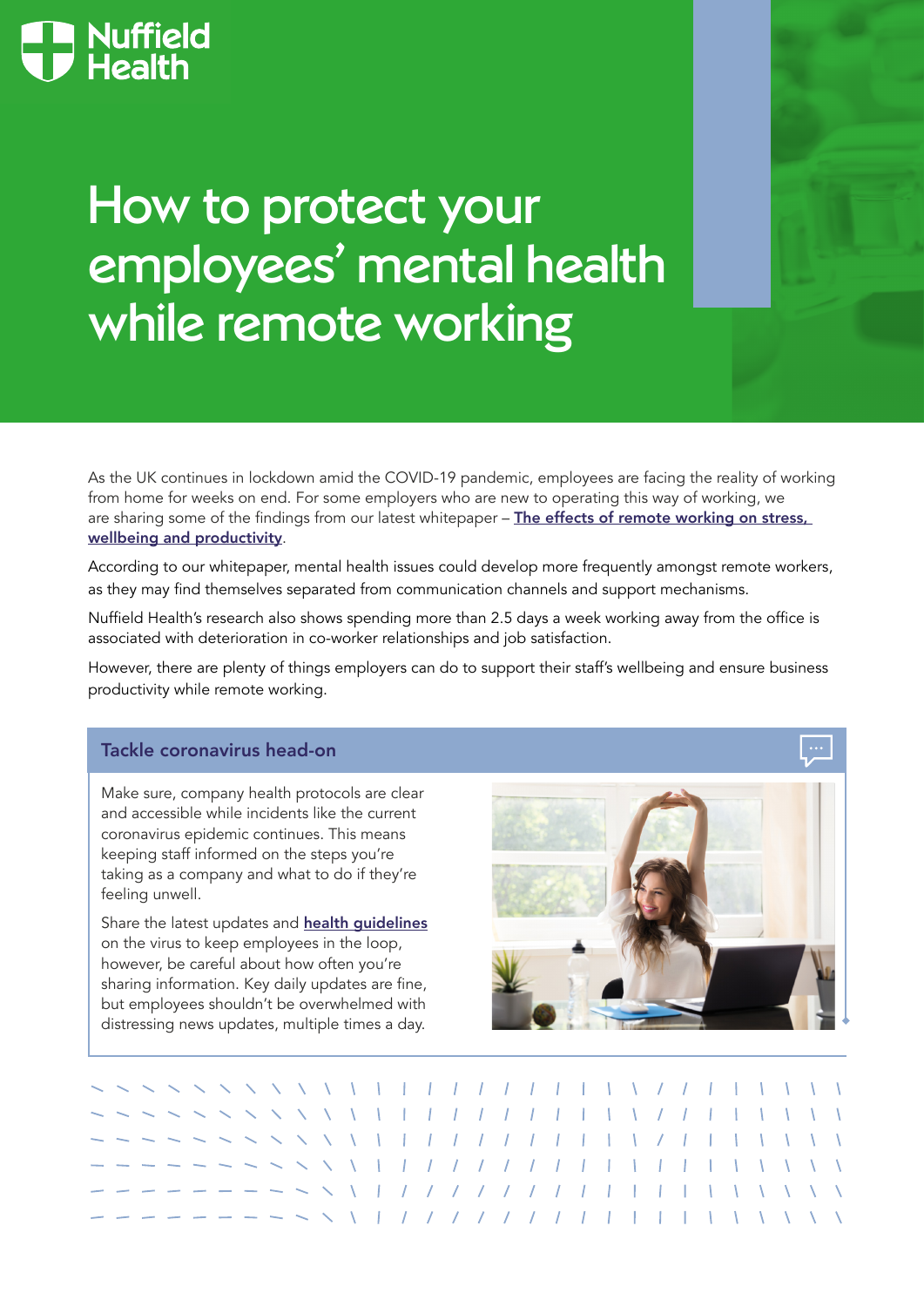Nuffield Health

# How to protect your employees' mental health while remote working

As the UK continues in lockdown amid the COVID-19 pandemic, employees are facing the reality of working from home for weeks on end. For some employers who are new to operating this way of working, we are sharing some of the findings from our latest whitepaper – **The effects of remote working on stress, wellbeing and productivity**.

According to our whitepaper, mental health issues could develop more frequently amongst remote workers, as they may find themselves separated from communication channels and support mechanisms.

Nuffield Health's research also shows spending more than 2.5 days a week working away from the office is associated with deterioration in co-worker relationships and job satisfaction.

However, there are plenty of things employers can do to support their staff's wellbeing and ensure business productivity while remote working.

## Tackle coronavirus head-on

Make sure, company health protocols are clear and accessible while incidents like the current coronavirus epidemic continues. This means keeping staff informed on the steps you're taking as a company and what to do if they're feeling unwell.

Share the latest updates and **health guidelines** on the virus to keep employees in the loop, however, be careful about how often you're sharing information. Key daily updates are fine, but employees shouldn't be overwhelmed with distressing news updates, multiple times a day.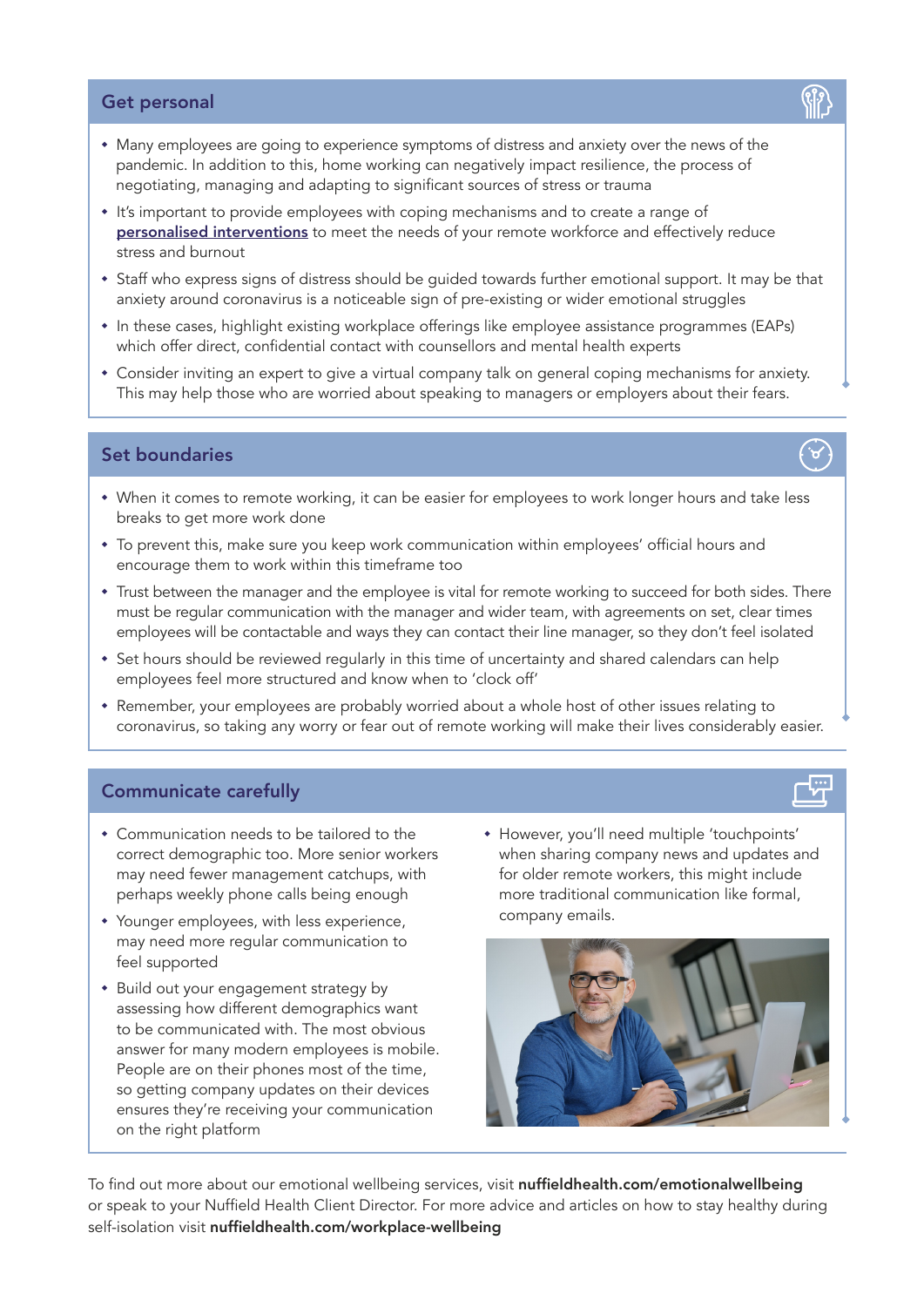## Get personal

- Many employees are going to experience symptoms of distress and anxiety over the news of the pandemic. In addition to this, home working can negatively impact resilience, the process of negotiating, managing and adapting to significant sources of stress or trauma
- It's important to provide employees with coping mechanisms and to create a range of **personalised interventions** to meet the needs of your remote workforce and effectively reduce stress and burnout
- Staff who express signs of distress should be guided towards further emotional support. It may be that anxiety around coronavirus is a noticeable sign of pre-existing or wider emotional struggles
- In these cases, highlight existing workplace offerings like employee assistance programmes (EAPs) which offer direct, confidential contact with counsellors and mental health experts
- Consider inviting an expert to give a virtual company talk on general coping mechanisms for anxiety. This may help those who are worried about speaking to managers or employers about their fears.

## Set boundaries

- When it comes to remote working, it can be easier for employees to work longer hours and take less breaks to get more work done
- To prevent this, make sure you keep work communication within employees' official hours and encourage them to work within this timeframe too
- Trust between the manager and the employee is vital for remote working to succeed for both sides. There must be regular communication with the manager and wider team, with agreements on set, clear times employees will be contactable and ways they can contact their line manager, so they don't feel isolated
- Set hours should be reviewed regularly in this time of uncertainty and shared calendars can help employees feel more structured and know when to 'clock off'
- Remember, your employees are probably worried about a whole host of other issues relating to coronavirus, so taking any worry or fear out of remote working will make their lives considerably easier.

## Communicate carefully

- Communication needs to be tailored to the correct demographic too. More senior workers may need fewer management catchups, with perhaps weekly phone calls being enough
- Younger employees, with less experience, may need more regular communication to feel supported
- Build out your engagement strategy by assessing how different demographics want to be communicated with. The most obvious answer for many modern employees is mobile. People are on their phones most of the time, so getting company updates on their devices ensures they're receiving your communication on the right platform
- However, you'll need multiple 'touchpoints' when sharing company news and updates and for older remote workers, this might include more traditional communication like formal, company emails.

To find out more about our emotional wellbeing services, visit **nuffieldhealth.com/emotionalwellbeing** or speak to your Nuffield Health Client Director. For more advice and articles on how to stay healthy during self-isolation visit **nuffieldhealth.com/workplace-wellbeing**